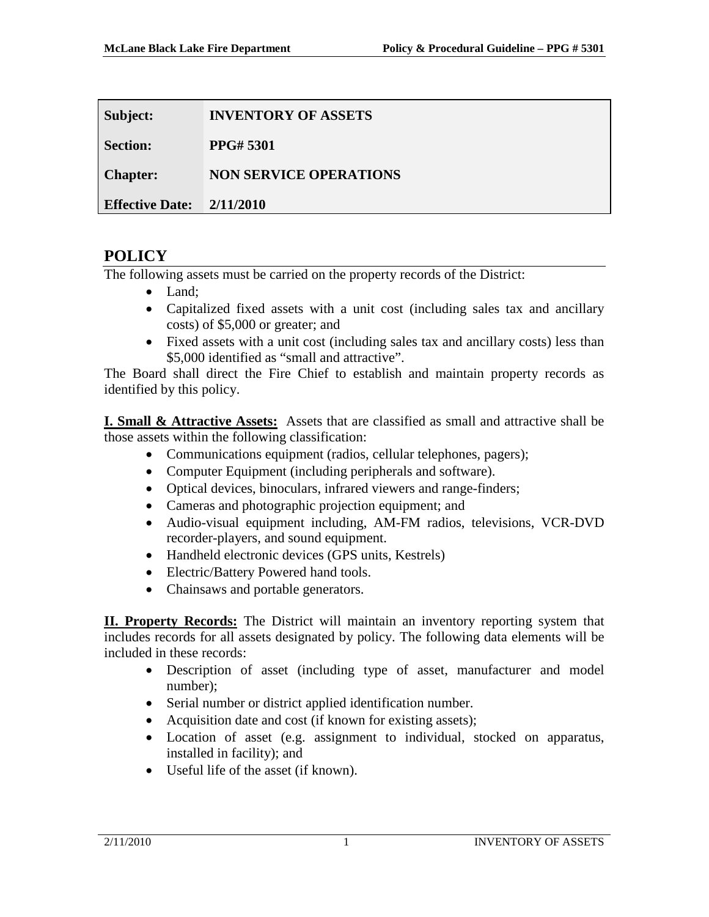| Subject: | INVENTORY OF ASSETS |
|---|---|
| Section: | PPG# 5301 |
| Chapter: | NON SERVICE OPERATIONS |
| Effective Date: | 2/11/2010 |

## POLICY

The following assets must be carried on the property records of the District:

- Land;
- Capitalized fixed assets with a unit cost (including sales tax and ancillary costs) of $5,000 or greater; and
- Fixed assets with a unit cost (including sales tax and ancillary costs) less than $5,000 identified as "small and attractive".

The Board shall direct the Fire Chief to establish and maintain property records as identified by this policy.

**I. Small & Attractive Assets:** Assets that are classified as small and attractive shall be those assets within the following classification:

- Communications equipment (radios, cellular telephones, pagers);
- Computer Equipment (including peripherals and software).
- Optical devices, binoculars, infrared viewers and range-finders;
- Cameras and photographic projection equipment; and
- Audio-visual equipment including, AM-FM radios, televisions, VCR-DVD recorder-players, and sound equipment.
- Handheld electronic devices (GPS units, Kestrels)
- Electric/Battery Powered hand tools.
- Chainsaws and portable generators.

**II. Property Records:** The District will maintain an inventory reporting system that includes records for all assets designated by policy. The following data elements will be included in these records:

- Description of asset (including type of asset, manufacturer and model number);
- Serial number or district applied identification number.
- Acquisition date and cost (if known for existing assets);
- Location of asset (e.g. assignment to individual, stocked on apparatus, installed in facility); and
- Useful life of the asset (if known).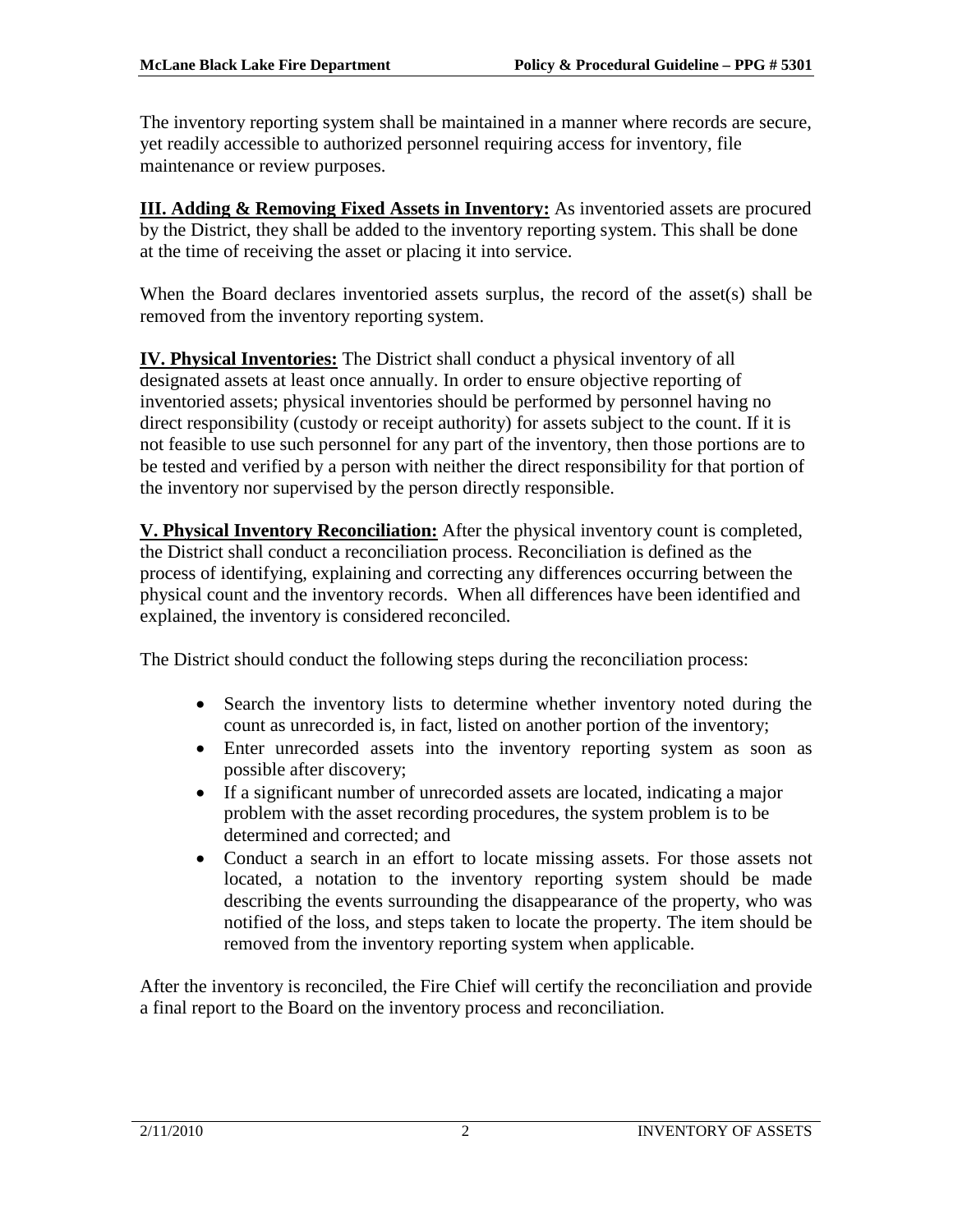The inventory reporting system shall be maintained in a manner where records are secure, yet readily accessible to authorized personnel requiring access for inventory, file maintenance or review purposes.

**III. Adding & Removing Fixed Assets in Inventory:** As inventoried assets are procured by the District, they shall be added to the inventory reporting system. This shall be done at the time of receiving the asset or placing it into service.

When the Board declares inventoried assets surplus, the record of the asset(s) shall be removed from the inventory reporting system.

**IV. Physical Inventories:** The District shall conduct a physical inventory of all designated assets at least once annually. In order to ensure objective reporting of inventoried assets; physical inventories should be performed by personnel having no direct responsibility (custody or receipt authority) for assets subject to the count. If it is not feasible to use such personnel for any part of the inventory, then those portions are to be tested and verified by a person with neither the direct responsibility for that portion of the inventory nor supervised by the person directly responsible.

**V. Physical Inventory Reconciliation:** After the physical inventory count is completed, the District shall conduct a reconciliation process. Reconciliation is defined as the process of identifying, explaining and correcting any differences occurring between the physical count and the inventory records. When all differences have been identified and explained, the inventory is considered reconciled.

The District should conduct the following steps during the reconciliation process:

- Search the inventory lists to determine whether inventory noted during the count as unrecorded is, in fact, listed on another portion of the inventory;
- Enter unrecorded assets into the inventory reporting system as soon as possible after discovery;
- If a significant number of unrecorded assets are located, indicating a major problem with the asset recording procedures, the system problem is to be determined and corrected; and
- Conduct a search in an effort to locate missing assets. For those assets not located, a notation to the inventory reporting system should be made describing the events surrounding the disappearance of the property, who was notified of the loss, and steps taken to locate the property. The item should be removed from the inventory reporting system when applicable.

After the inventory is reconciled, the Fire Chief will certify the reconciliation and provide a final report to the Board on the inventory process and reconciliation.